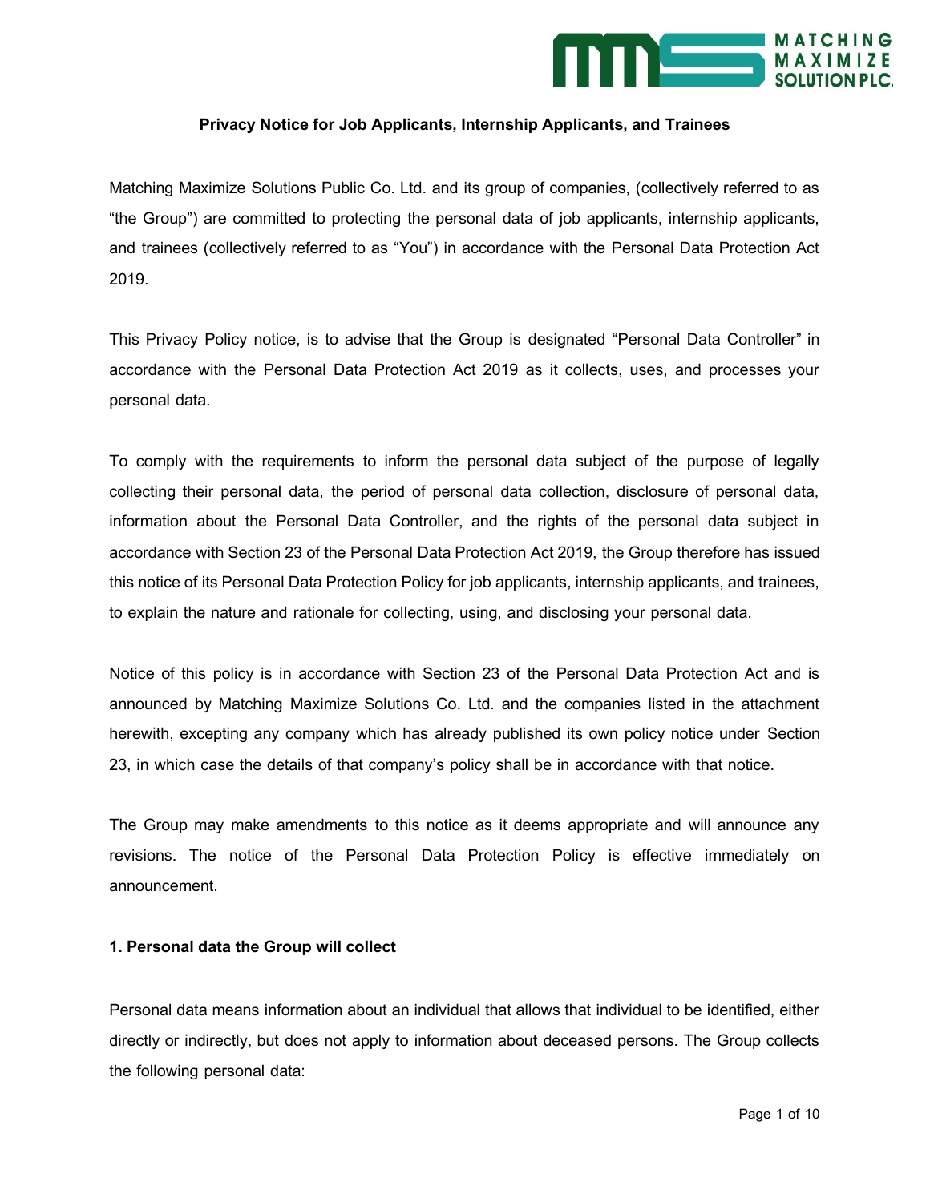## Privacy Notice for Job Applicants, Internship Applicants, and Trainees

Matching Maximize Solutions Public Co. Ltd. and its group of companies, (collectively referred to as "the Group") are committed to protecting the personal data of job applicants, internship applicants, and trainees (collectively referred to as "You") in accordance with the Personal Data Protection Act 2019.

This Privacy Policy notice, is to advise that the Group is designated "Personal Data Controller" in accordance with the Personal Data Protection Act 2019 as it collects, uses, and processes your personal data.

To comply with the requirements to inform the personal data subject of the purpose of legally collecting their personal data, the period of personal data collection, disclosure of personal data, information about the Personal Data Controller, and the rights of the personal data subject in accordance with Section 23 of the Personal Data Protection Act 2019, the Group therefore has issued this notice of its Personal Data Protection Policy for job applicants, internship applicants, and trainees, to explain the nature and rationale for collecting, using, and disclosing your personal data.

Notice of this policy is in accordance with Section 23 of the Personal Data Protection Act and is announced by Matching Maximize Solutions Co. Ltd. and the companies listed in the attachment herewith, excepting any company which has already published its own policy notice under Section 23, in which case the details of that company's policy shall be in accordance with that notice.

The Group may make amendments to this notice as it deems appropriate and will announce any revisions. The notice of the Personal Data Protection Policy is effective immediately on announcement.

### 1. Personal data the Group will collect

Personal data means information about an individual that allows that individual to be identified, either directly or indirectly, but does not apply to information about deceased persons. The Group collects the following personal data: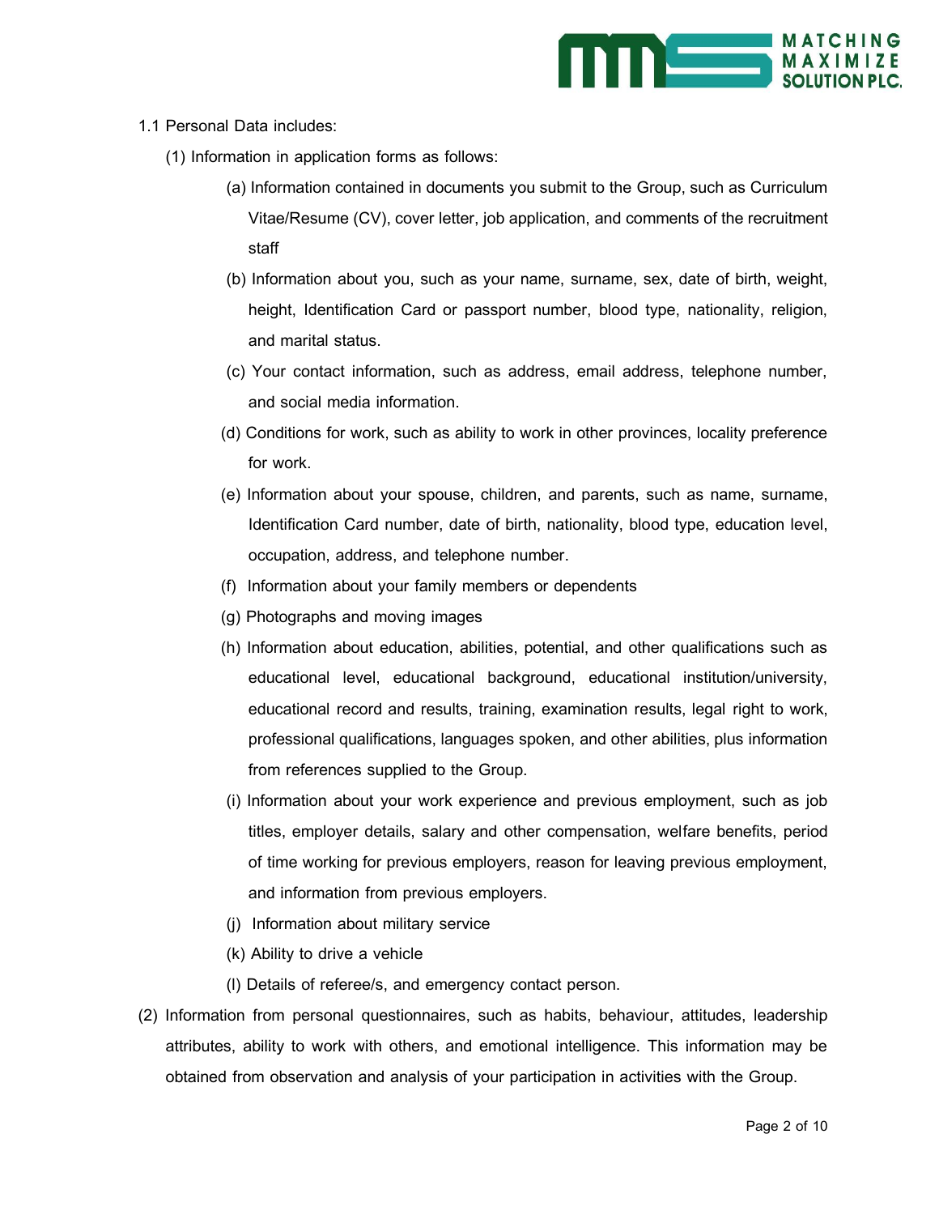1.1 Personal Data includes:

(1) Information in application forms as follows:

(a) Information contained in documents you submit to the Group, such as Curriculum Vitae/Resume (CV), cover letter, job application, and comments of the recruitment staff

(b) Information about you, such as your name, surname, sex, date of birth, weight, height, Identification Card or passport number, blood type, nationality, religion, and marital status.

(c) Your contact information, such as address, email address, telephone number, and social media information.

(d) Conditions for work, such as ability to work in other provinces, locality preference for work.

(e) Information about your spouse, children, and parents, such as name, surname, Identification Card number, date of birth, nationality, blood type, education level, occupation, address, and telephone number.

(f) Information about your family members or dependents

(g) Photographs and moving images

(h) Information about education, abilities, potential, and other qualifications such as educational level, educational background, educational institution/university, educational record and results, training, examination results, legal right to work, professional qualifications, languages spoken, and other abilities, plus information from references supplied to the Group.

(i) Information about your work experience and previous employment, such as job titles, employer details, salary and other compensation, welfare benefits, period of time working for previous employers, reason for leaving previous employment, and information from previous employers.

(j) Information about military service

(k) Ability to drive a vehicle

(l) Details of referee/s, and emergency contact person.

(2) Information from personal questionnaires, such as habits, behaviour, attitudes, leadership attributes, ability to work with others, and emotional intelligence. This information may be obtained from observation and analysis of your participation in activities with the Group.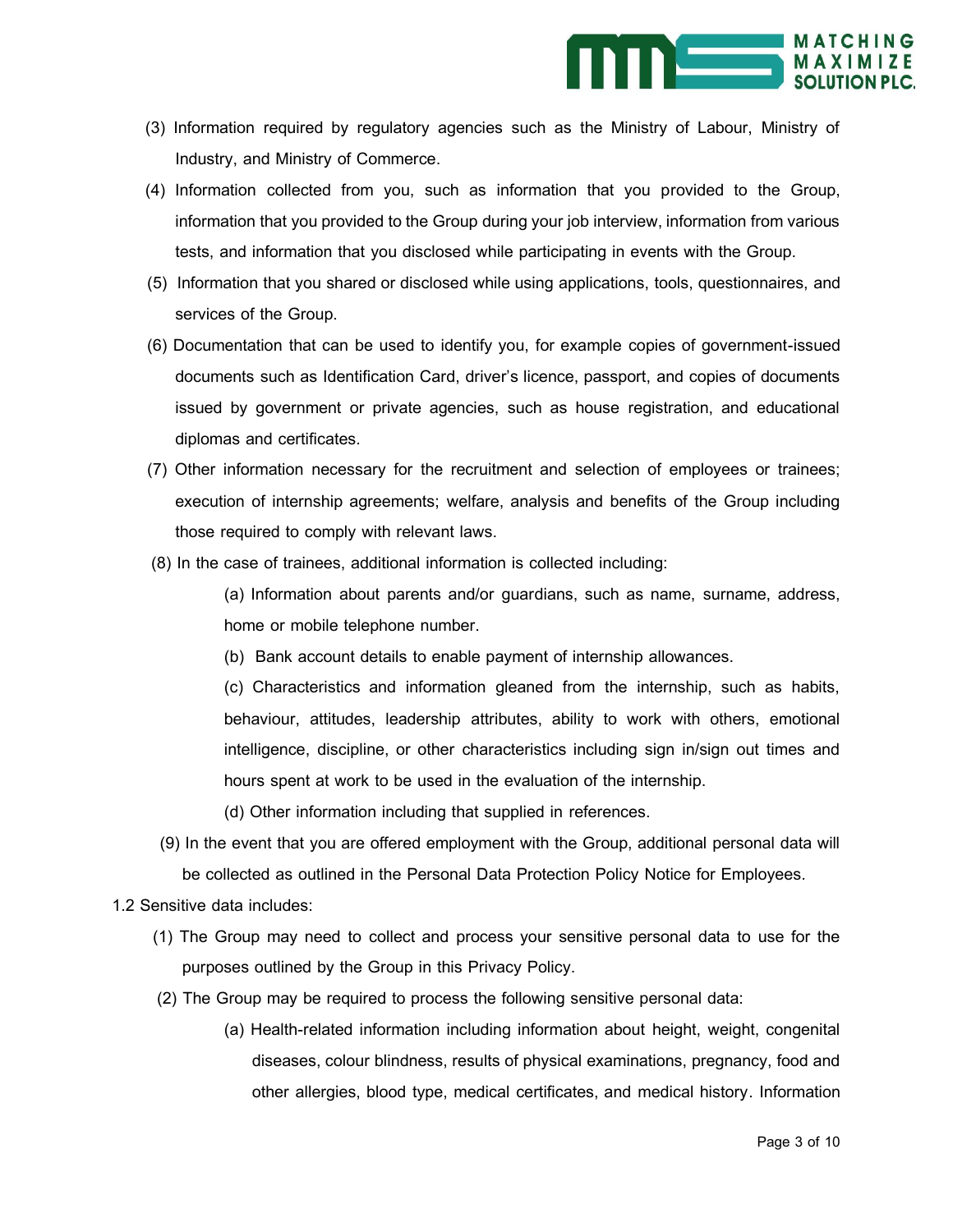(3) Information required by regulatory agencies such as the Ministry of Labour, Ministry of Industry, and Ministry of Commerce.

(4) Information collected from you, such as information that you provided to the Group, information that you provided to the Group during your job interview, information from various tests, and information that you disclosed while participating in events with the Group.

(5) Information that you shared or disclosed while using applications, tools, questionnaires, and services of the Group.

(6) Documentation that can be used to identify you, for example copies of government-issued documents such as Identification Card, driver's licence, passport, and copies of documents issued by government or private agencies, such as house registration, and educational diplomas and certificates.

(7) Other information necessary for the recruitment and selection of employees or trainees; execution of internship agreements; welfare, analysis and benefits of the Group including those required to comply with relevant laws.

(8) In the case of trainees, additional information is collected including:

(a) Information about parents and/or guardians, such as name, surname, address, home or mobile telephone number.

(b) Bank account details to enable payment of internship allowances.

(c) Characteristics and information gleaned from the internship, such as habits, behaviour, attitudes, leadership attributes, ability to work with others, emotional intelligence, discipline, or other characteristics including sign in/sign out times and hours spent at work to be used in the evaluation of the internship.

(d) Other information including that supplied in references.

(9) In the event that you are offered employment with the Group, additional personal data will be collected as outlined in the Personal Data Protection Policy Notice for Employees.

1.2 Sensitive data includes:

(1) The Group may need to collect and process your sensitive personal data to use for the purposes outlined by the Group in this Privacy Policy.

(2) The Group may be required to process the following sensitive personal data:

(a) Health-related information including information about height, weight, congenital diseases, colour blindness, results of physical examinations, pregnancy, food and other allergies, blood type, medical certificates, and medical history. Information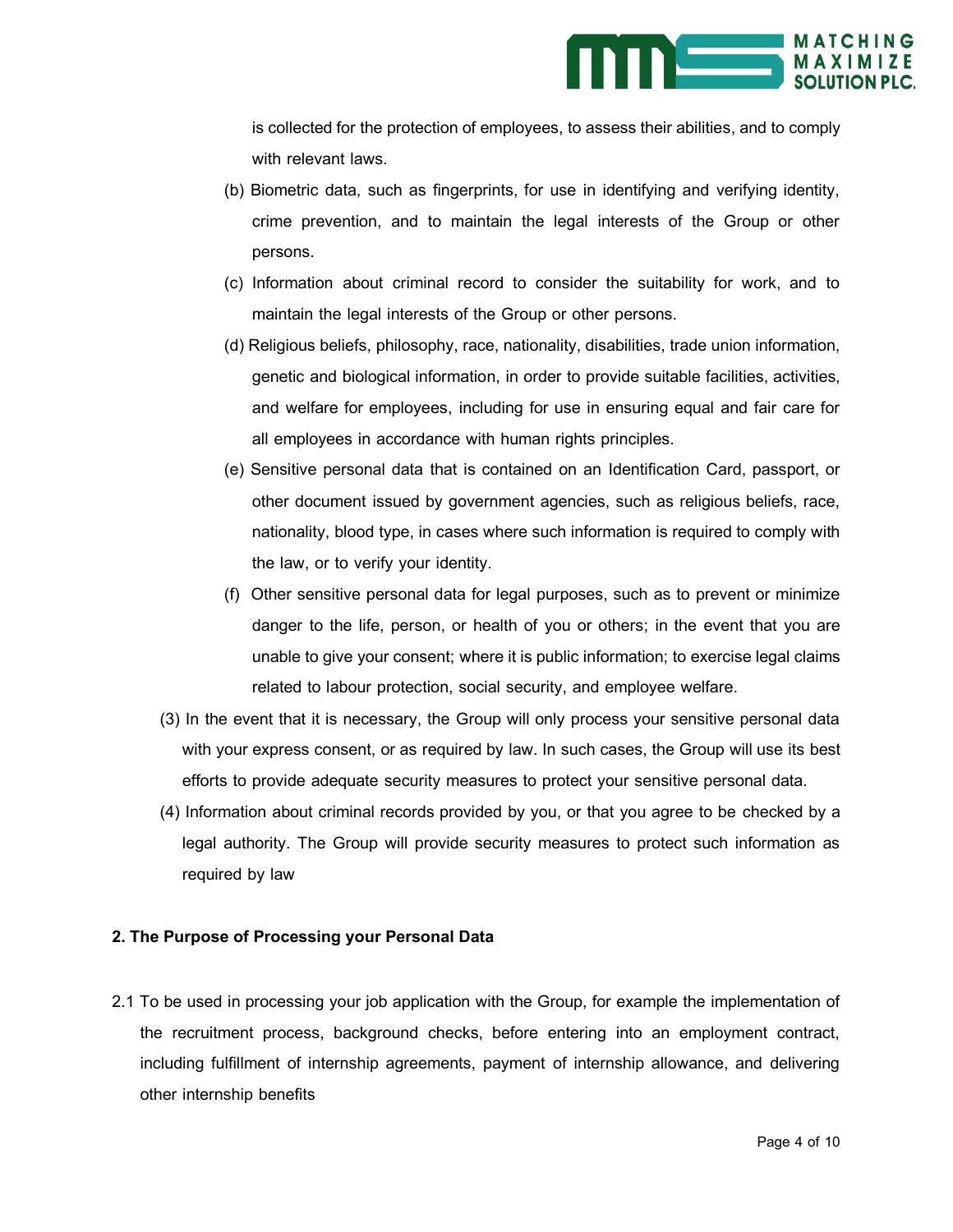is collected for the protection of employees, to assess their abilities, and to comply with relevant laws.

(b) Biometric data, such as fingerprints, for use in identifying and verifying identity, crime prevention, and to maintain the legal interests of the Group or other persons.

(c) Information about criminal record to consider the suitability for work, and to maintain the legal interests of the Group or other persons.

(d) Religious beliefs, philosophy, race, nationality, disabilities, trade union information, genetic and biological information, in order to provide suitable facilities, activities, and welfare for employees, including for use in ensuring equal and fair care for all employees in accordance with human rights principles.

(e) Sensitive personal data that is contained on an Identification Card, passport, or other document issued by government agencies, such as religious beliefs, race, nationality, blood type, in cases where such information is required to comply with the law, or to verify your identity.

(f) Other sensitive personal data for legal purposes, such as to prevent or minimize danger to the life, person, or health of you or others; in the event that you are unable to give your consent; where it is public information; to exercise legal claims related to labour protection, social security, and employee welfare.

(3) In the event that it is necessary, the Group will only process your sensitive personal data with your express consent, or as required by law. In such cases, the Group will use its best efforts to provide adequate security measures to protect your sensitive personal data.

(4) Information about criminal records provided by you, or that you agree to be checked by a legal authority. The Group will provide security measures to protect such information as required by law

## 2. The Purpose of Processing your Personal Data

2.1 To be used in processing your job application with the Group, for example the implementation of the recruitment process, background checks, before entering into an employment contract, including fulfillment of internship agreements, payment of internship allowance, and delivering other internship benefits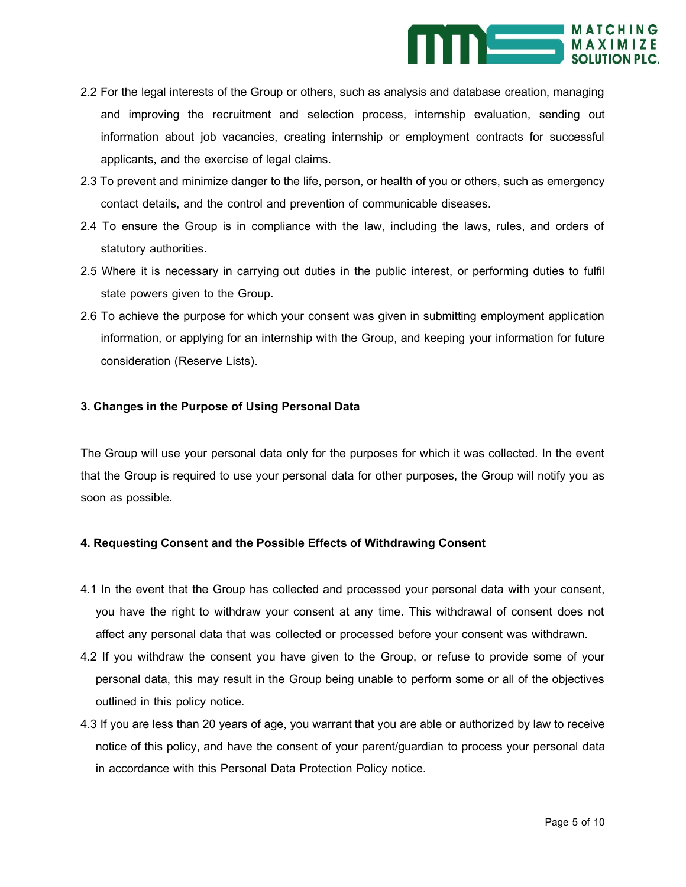2.2 For the legal interests of the Group or others, such as analysis and database creation, managing and improving the recruitment and selection process, internship evaluation, sending out information about job vacancies, creating internship or employment contracts for successful applicants, and the exercise of legal claims.

2.3 To prevent and minimize danger to the life, person, or health of you or others, such as emergency contact details, and the control and prevention of communicable diseases.

2.4 To ensure the Group is in compliance with the law, including the laws, rules, and orders of statutory authorities.

2.5 Where it is necessary in carrying out duties in the public interest, or performing duties to fulfil state powers given to the Group.

2.6 To achieve the purpose for which your consent was given in submitting employment application information, or applying for an internship with the Group, and keeping your information for future consideration (Reserve Lists).

**3. Changes in the Purpose of Using Personal Data**

The Group will use your personal data only for the purposes for which it was collected. In the event that the Group is required to use your personal data for other purposes, the Group will notify you as soon as possible.

**4. Requesting Consent and the Possible Effects of Withdrawing Consent**

4.1 In the event that the Group has collected and processed your personal data with your consent, you have the right to withdraw your consent at any time. This withdrawal of consent does not affect any personal data that was collected or processed before your consent was withdrawn.

4.2 If you withdraw the consent you have given to the Group, or refuse to provide some of your personal data, this may result in the Group being unable to perform some or all of the objectives outlined in this policy notice.

4.3 If you are less than 20 years of age, you warrant that you are able or authorized by law to receive notice of this policy, and have the consent of your parent/guardian to process your personal data in accordance with this Personal Data Protection Policy notice.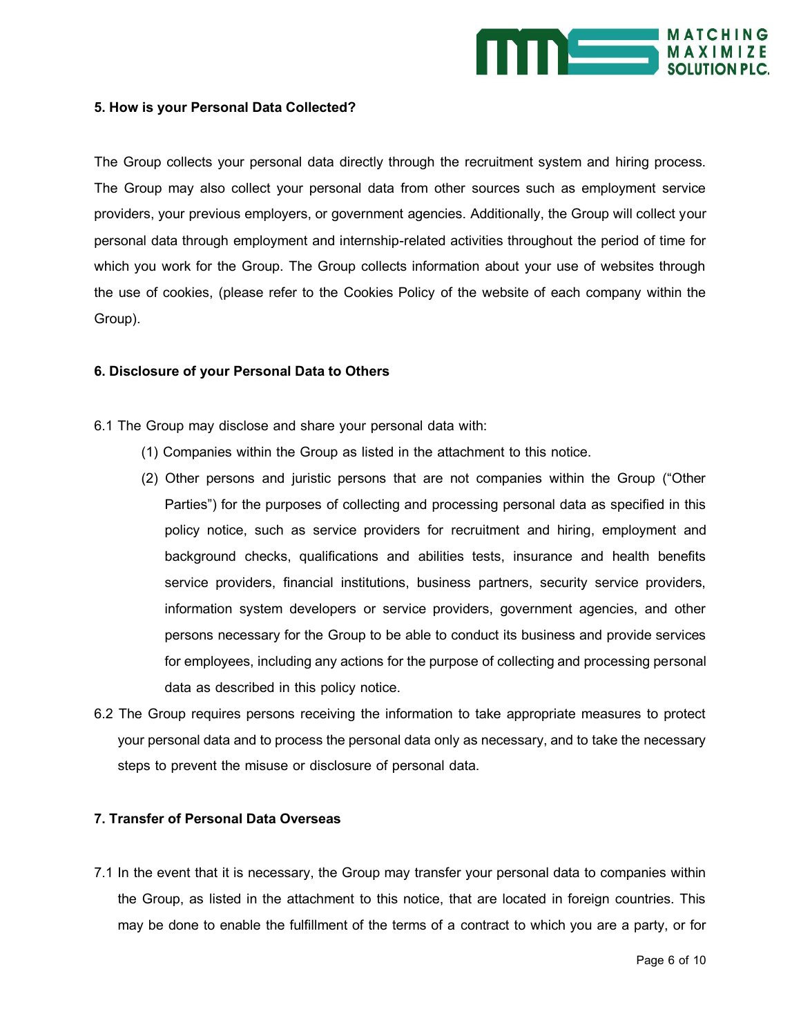**5. How is your Personal Data Collected?**

The Group collects your personal data directly through the recruitment system and hiring process. The Group may also collect your personal data from other sources such as employment service providers, your previous employers, or government agencies. Additionally, the Group will collect your personal data through employment and internship-related activities throughout the period of time for which you work for the Group. The Group collects information about your use of websites through the use of cookies, (please refer to the Cookies Policy of the website of each company within the Group).

**6. Disclosure of your Personal Data to Others**

6.1 The Group may disclose and share your personal data with:

(1) Companies within the Group as listed in the attachment to this notice.

(2) Other persons and juristic persons that are not companies within the Group ("Other Parties") for the purposes of collecting and processing personal data as specified in this policy notice, such as service providers for recruitment and hiring, employment and background checks, qualifications and abilities tests, insurance and health benefits service providers, financial institutions, business partners, security service providers, information system developers or service providers, government agencies, and other persons necessary for the Group to be able to conduct its business and provide services for employees, including any actions for the purpose of collecting and processing personal data as described in this policy notice.

6.2 The Group requires persons receiving the information to take appropriate measures to protect your personal data and to process the personal data only as necessary, and to take the necessary steps to prevent the misuse or disclosure of personal data.

**7. Transfer of Personal Data Overseas**

7.1 In the event that it is necessary, the Group may transfer your personal data to companies within the Group, as listed in the attachment to this notice, that are located in foreign countries. This may be done to enable the fulfillment of the terms of a contract to which you are a party, or for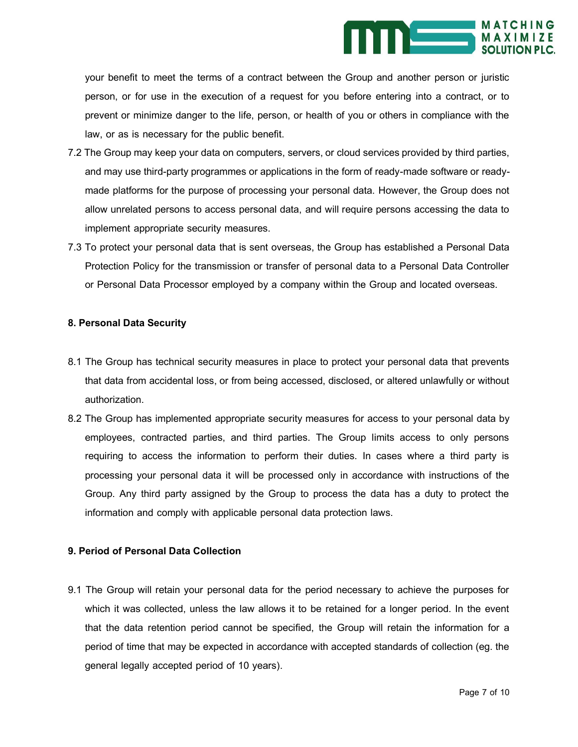your benefit to meet the terms of a contract between the Group and another person or juristic person, or for use in the execution of a request for you before entering into a contract, or to prevent or minimize danger to the life, person, or health of you or others in compliance with the law, or as is necessary for the public benefit.

7.2 The Group may keep your data on computers, servers, or cloud services provided by third parties, and may use third-party programmes or applications in the form of ready-made software or ready-made platforms for the purpose of processing your personal data. However, the Group does not allow unrelated persons to access personal data, and will require persons accessing the data to implement appropriate security measures.

7.3 To protect your personal data that is sent overseas, the Group has established a Personal Data Protection Policy for the transmission or transfer of personal data to a Personal Data Controller or Personal Data Processor employed by a company within the Group and located overseas.

**8. Personal Data Security**

8.1 The Group has technical security measures in place to protect your personal data that prevents that data from accidental loss, or from being accessed, disclosed, or altered unlawfully or without authorization.

8.2 The Group has implemented appropriate security measures for access to your personal data by employees, contracted parties, and third parties. The Group limits access to only persons requiring to access the information to perform their duties. In cases where a third party is processing your personal data it will be processed only in accordance with instructions of the Group. Any third party assigned by the Group to process the data has a duty to protect the information and comply with applicable personal data protection laws.

**9. Period of Personal Data Collection**

9.1 The Group will retain your personal data for the period necessary to achieve the purposes for which it was collected, unless the law allows it to be retained for a longer period. In the event that the data retention period cannot be specified, the Group will retain the information for a period of time that may be expected in accordance with accepted standards of collection (eg. the general legally accepted period of 10 years).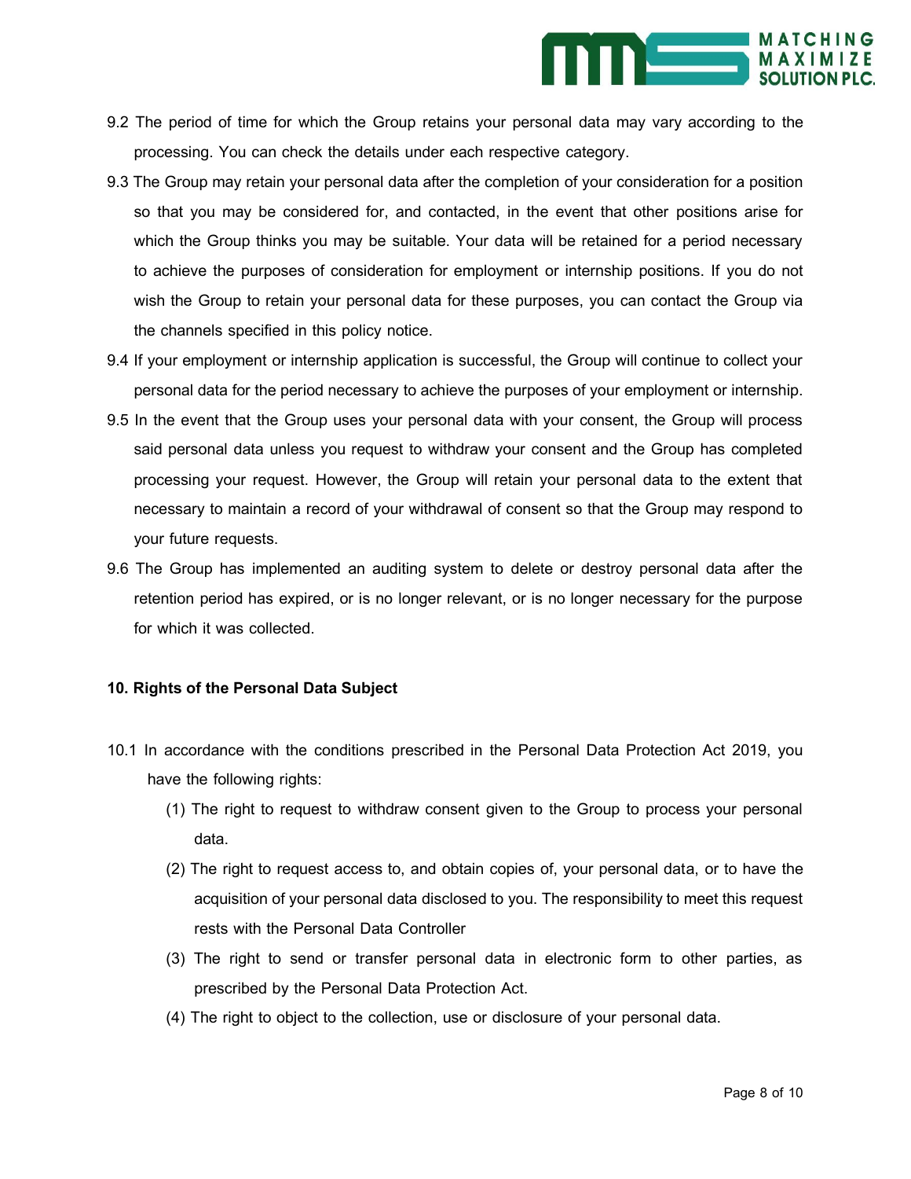9.2 The period of time for which the Group retains your personal data may vary according to the processing. You can check the details under each respective category.

9.3 The Group may retain your personal data after the completion of your consideration for a position so that you may be considered for, and contacted, in the event that other positions arise for which the Group thinks you may be suitable. Your data will be retained for a period necessary to achieve the purposes of consideration for employment or internship positions. If you do not wish the Group to retain your personal data for these purposes, you can contact the Group via the channels specified in this policy notice.

9.4 If your employment or internship application is successful, the Group will continue to collect your personal data for the period necessary to achieve the purposes of your employment or internship.

9.5 In the event that the Group uses your personal data with your consent, the Group will process said personal data unless you request to withdraw your consent and the Group has completed processing your request. However, the Group will retain your personal data to the extent that necessary to maintain a record of your withdrawal of consent so that the Group may respond to your future requests.

9.6 The Group has implemented an auditing system to delete or destroy personal data after the retention period has expired, or is no longer relevant, or is no longer necessary for the purpose for which it was collected.

**10. Rights of the Personal Data Subject**

10.1 In accordance with the conditions prescribed in the Personal Data Protection Act 2019, you have the following rights:

(1) The right to request to withdraw consent given to the Group to process your personal data.

(2) The right to request access to, and obtain copies of, your personal data, or to have the acquisition of your personal data disclosed to you. The responsibility to meet this request rests with the Personal Data Controller

(3) The right to send or transfer personal data in electronic form to other parties, as prescribed by the Personal Data Protection Act.

(4) The right to object to the collection, use or disclosure of your personal data.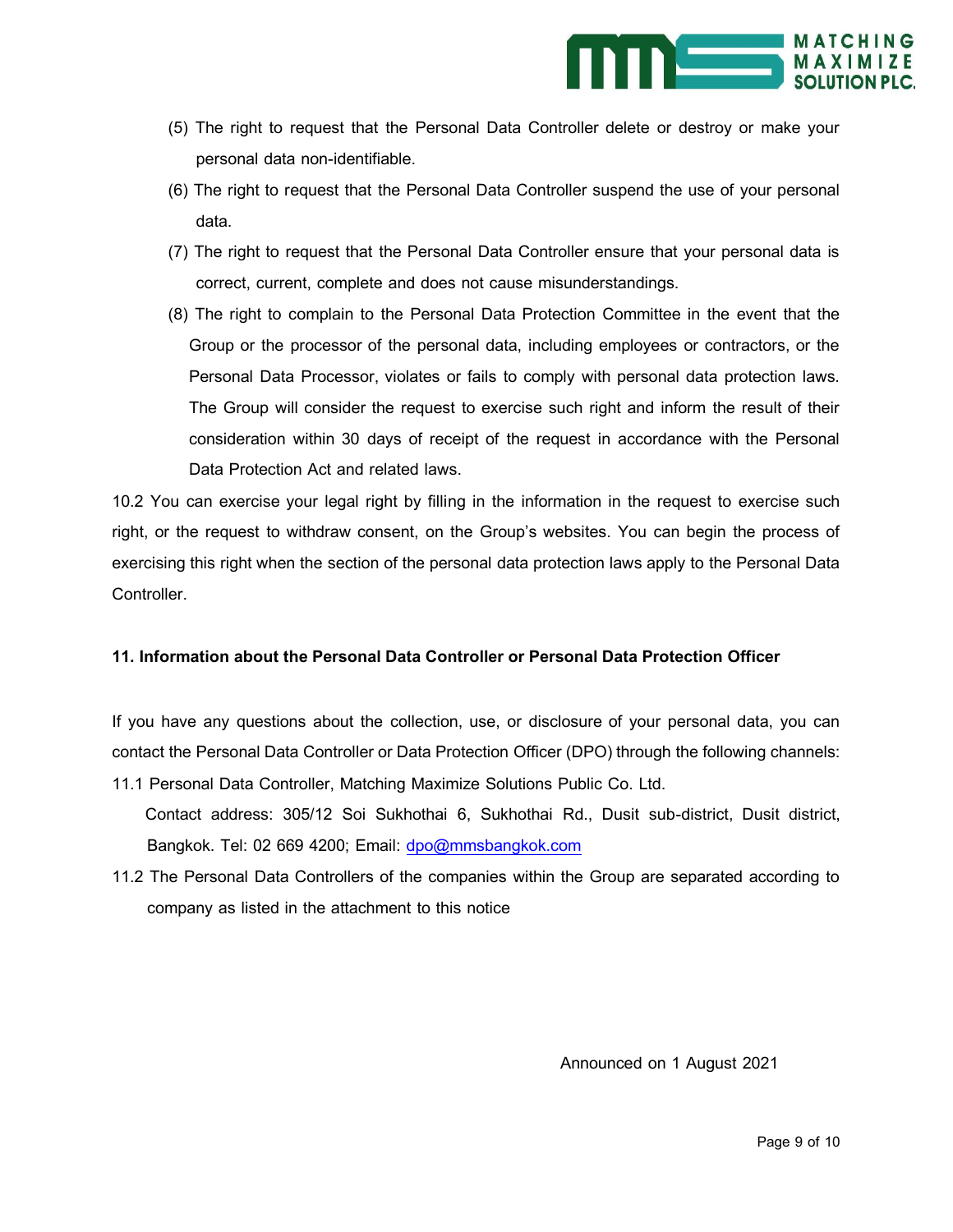(5) The right to request that the Personal Data Controller delete or destroy or make your personal data non-identifiable.

(6) The right to request that the Personal Data Controller suspend the use of your personal data.

(7) The right to request that the Personal Data Controller ensure that your personal data is correct, current, complete and does not cause misunderstandings.

(8) The right to complain to the Personal Data Protection Committee in the event that the Group or the processor of the personal data, including employees or contractors, or the Personal Data Processor, violates or fails to comply with personal data protection laws. The Group will consider the request to exercise such right and inform the result of their consideration within 30 days of receipt of the request in accordance with the Personal Data Protection Act and related laws.

10.2 You can exercise your legal right by filling in the information in the request to exercise such right, or the request to withdraw consent, on the Group's websites. You can begin the process of exercising this right when the section of the personal data protection laws apply to the Personal Data Controller.

**11. Information about the Personal Data Controller or Personal Data Protection Officer**

If you have any questions about the collection, use, or disclosure of your personal data, you can contact the Personal Data Controller or Data Protection Officer (DPO) through the following channels:

11.1 Personal Data Controller, Matching Maximize Solutions Public Co. Ltd.
Contact address: 305/12 Soi Sukhothai 6, Sukhothai Rd., Dusit sub-district, Dusit district, Bangkok. Tel: 02 669 4200; Email: dpo@mmsbangkok.com

11.2 The Personal Data Controllers of the companies within the Group are separated according to company as listed in the attachment to this notice

Announced on 1 August 2021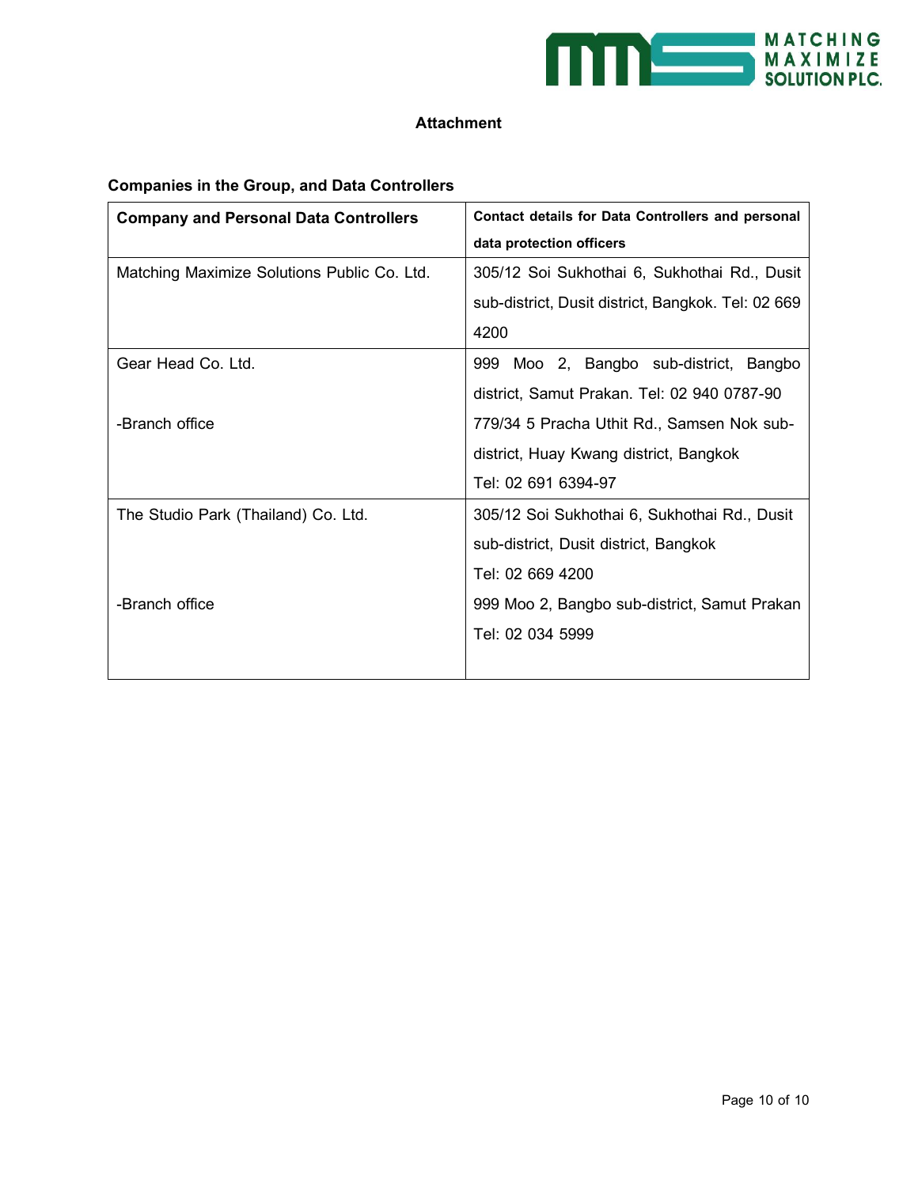## Attachment

**Companies in the Group, and Data Controllers**

| **Company and Personal Data Controllers** | **Contact details for Data Controllers and personal data protection officers** |
|---|---|
| Matching Maximize Solutions Public Co. Ltd. | 305/12 Soi Sukhothai 6, Sukhothai Rd., Dusit sub-district, Dusit district, Bangkok. Tel: 02 669 4200 |
| Gear Head Co. Ltd. | 999 Moo 2, Bangbo sub-district, Bangbo district, Samut Prakan. Tel: 02 940 0787-90 |
| -Branch office | 779/34 5 Pracha Uthit Rd., Samsen Nok sub-district, Huay Kwang district, Bangkok Tel: 02 691 6394-97 |
| The Studio Park (Thailand) Co. Ltd. | 305/12 Soi Sukhothai 6, Sukhothai Rd., Dusit sub-district, Dusit district, Bangkok Tel: 02 669 4200 |
| -Branch office | 999 Moo 2, Bangbo sub-district, Samut Prakan Tel: 02 034 5999 |